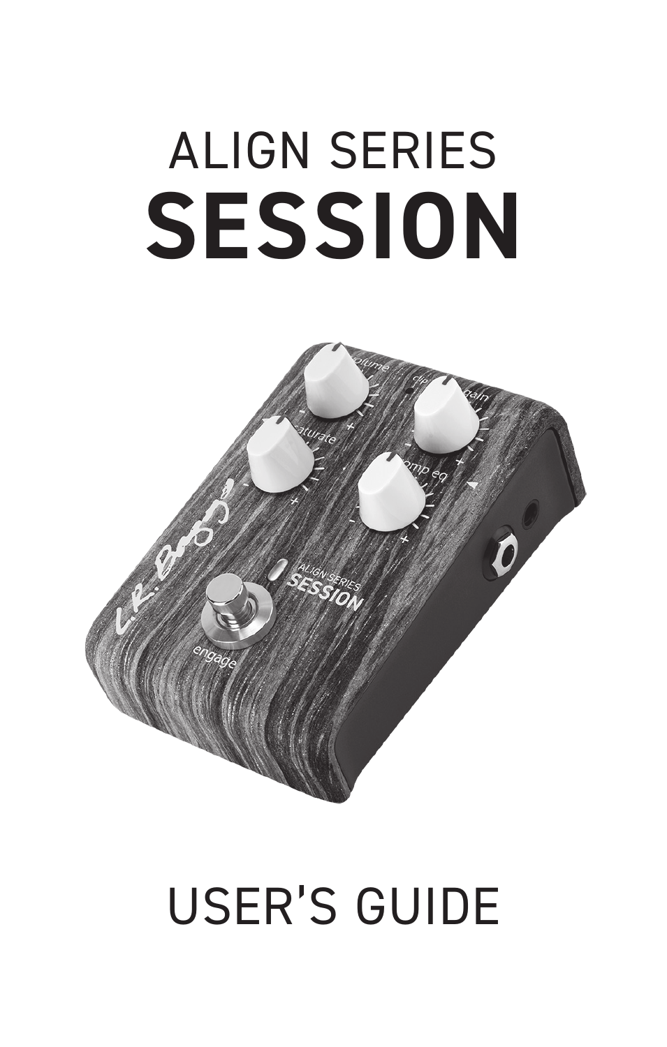# ALIGN SERIES
# SESSION

## USER'S GUIDE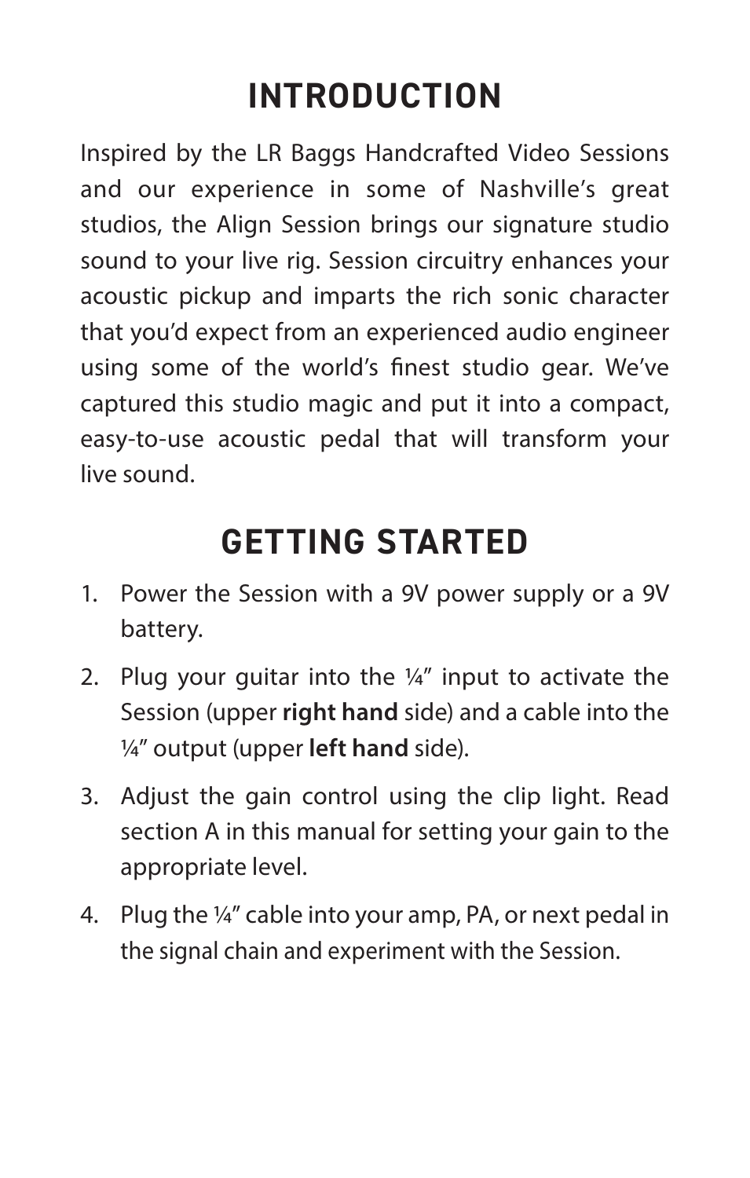# INTRODUCTION

Inspired by the LR Baggs Handcrafted Video Sessions and our experience in some of Nashville's great studios, the Align Session brings our signature studio sound to your live rig. Session circuitry enhances your acoustic pickup and imparts the rich sonic character that you'd expect from an experienced audio engineer using some of the world's finest studio gear. We've captured this studio magic and put it into a compact, easy-to-use acoustic pedal that will transform your live sound.

# GETTING STARTED

1. Power the Session with a 9V power supply or a 9V battery.
2. Plug your guitar into the ¼" input to activate the Session (upper **right hand** side) and a cable into the ¼" output (upper **left hand** side).
3. Adjust the gain control using the clip light. Read section A in this manual for setting your gain to the appropriate level.
4. Plug the ¼" cable into your amp, PA, or next pedal in the signal chain and experiment with the Session.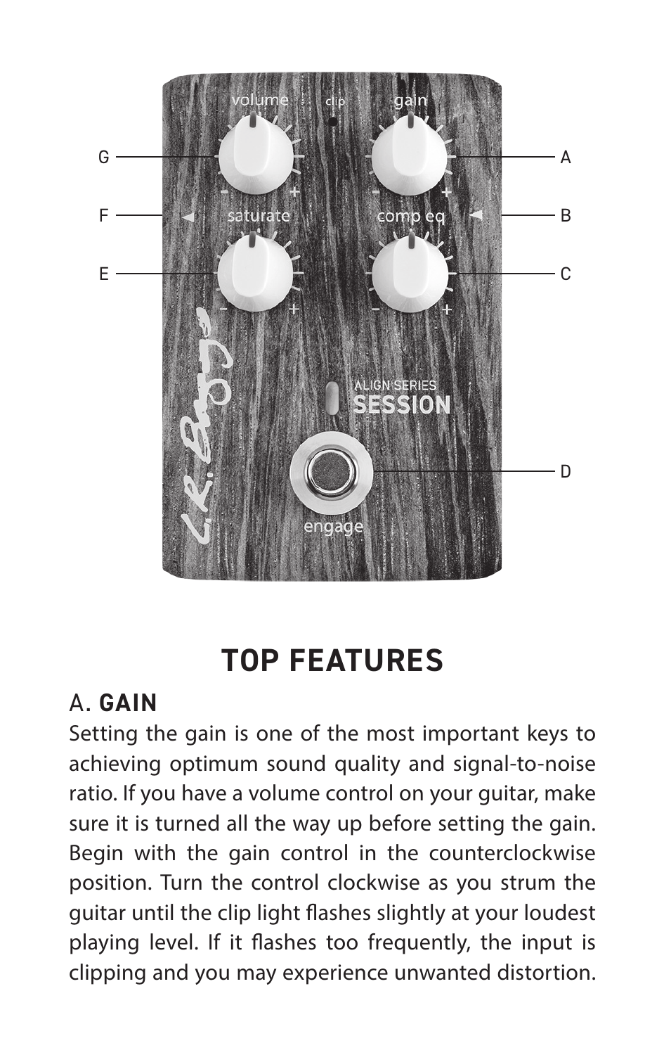## TOP FEATURES

### A. **GAIN**

Setting the gain is one of the most important keys to achieving optimum sound quality and signal-to-noise ratio. If you have a volume control on your guitar, make sure it is turned all the way up before setting the gain. Begin with the gain control in the counterclockwise position. Turn the control clockwise as you strum the guitar until the clip light flashes slightly at your loudest playing level. If it flashes too frequently, the input is clipping and you may experience unwanted distortion.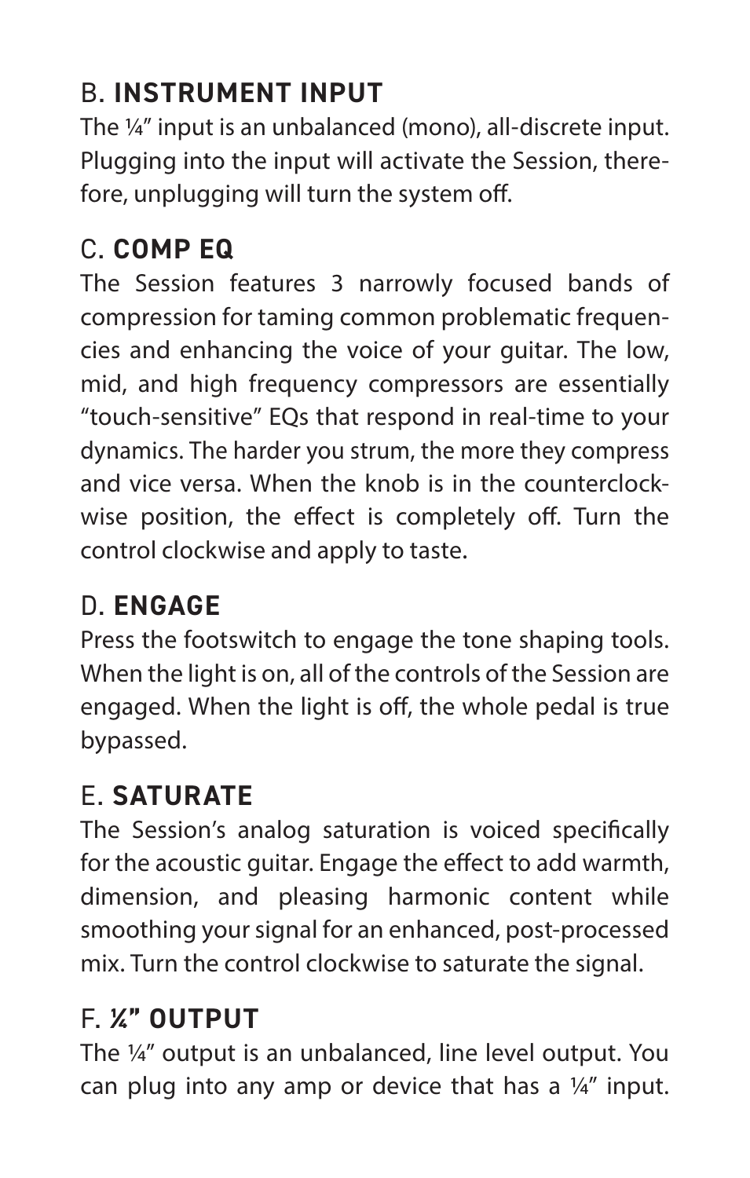## B. **INSTRUMENT INPUT**

The ¼" input is an unbalanced (mono), all-discrete input. Plugging into the input will activate the Session, therefore, unplugging will turn the system off.

## C. **COMP EQ**

The Session features 3 narrowly focused bands of compression for taming common problematic frequencies and enhancing the voice of your guitar. The low, mid, and high frequency compressors are essentially "touch-sensitive" EQs that respond in real-time to your dynamics. The harder you strum, the more they compress and vice versa. When the knob is in the counterclockwise position, the effect is completely off. Turn the control clockwise and apply to taste.

## D. **ENGAGE**

Press the footswitch to engage the tone shaping tools. When the light is on, all of the controls of the Session are engaged. When the light is off, the whole pedal is true bypassed.

## E. **SATURATE**

The Session's analog saturation is voiced specifically for the acoustic guitar. Engage the effect to add warmth, dimension, and pleasing harmonic content while smoothing your signal for an enhanced, post-processed mix. Turn the control clockwise to saturate the signal.

## F. **¼" OUTPUT**

The ¼" output is an unbalanced, line level output. You can plug into any amp or device that has a ¼" input.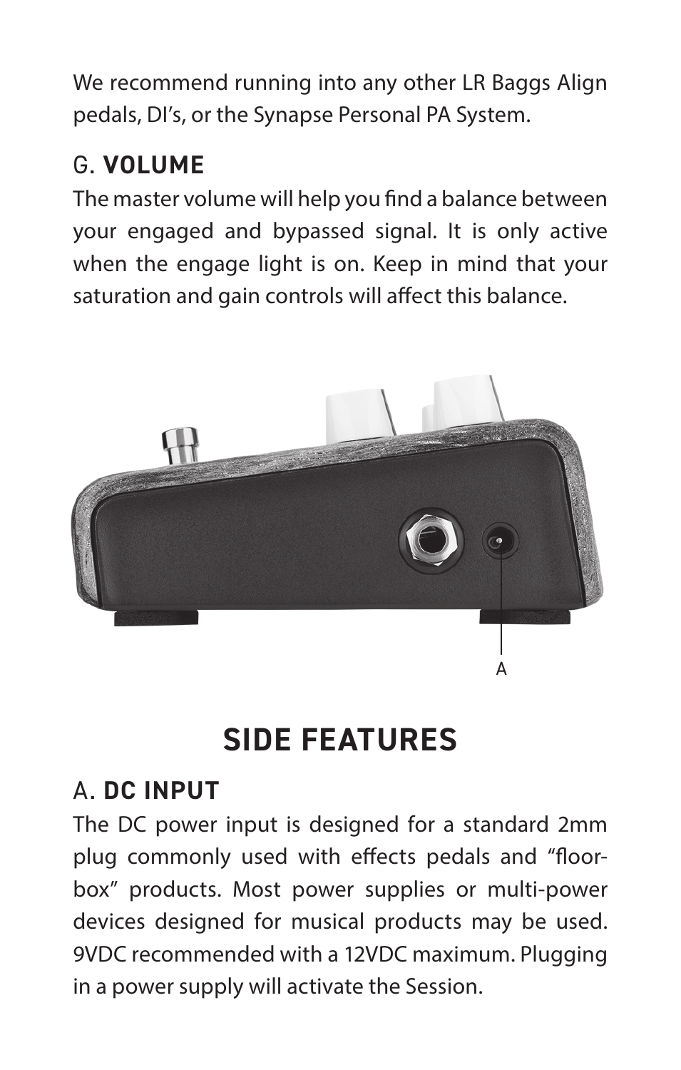We recommend running into any other LR Baggs Align pedals, DI's, or the Synapse Personal PA System.

### G. **VOLUME**

The master volume will help you find a balance between your engaged and bypassed signal. It is only active when the engage light is on. Keep in mind that your saturation and gain controls will affect this balance.

A

## SIDE FEATURES

### A. **DC INPUT**

The DC power input is designed for a standard 2mm plug commonly used with effects pedals and "floor-box" products. Most power supplies or multi-power devices designed for musical products may be used. 9VDC recommended with a 12VDC maximum. Plugging in a power supply will activate the Session.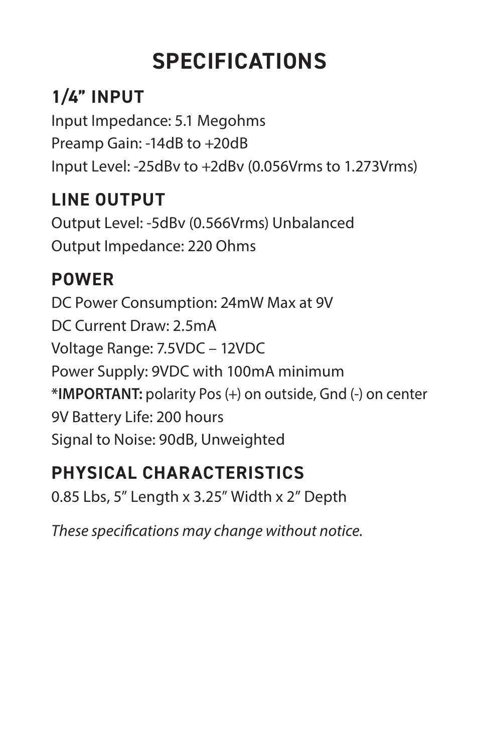# SPECIFICATIONS

## 1/4" INPUT

Input Impedance: 5.1 Megohms
Preamp Gain: -14dB to +20dB
Input Level: -25dBv to +2dBv (0.056Vrms to 1.273Vrms)

## LINE OUTPUT

Output Level: -5dBv (0.566Vrms) Unbalanced
Output Impedance: 220 Ohms

## POWER

DC Power Consumption: 24mW Max at 9V
DC Current Draw: 2.5mA
Voltage Range: 7.5VDC – 12VDC
Power Supply: 9VDC with 100mA minimum
***IMPORTANT:** polarity Pos (+) on outside, Gnd (-) on center
9V Battery Life: 200 hours
Signal to Noise: 90dB, Unweighted

## PHYSICAL CHARACTERISTICS

0.85 Lbs, 5" Length x 3.25" Width x 2" Depth

*These specifications may change without notice.*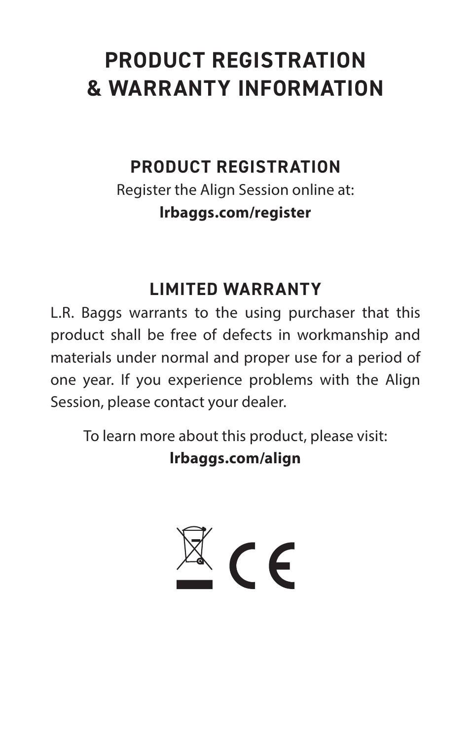# PRODUCT REGISTRATION & WARRANTY INFORMATION

## PRODUCT REGISTRATION

Register the Align Session online at:
**lrbaggs.com/register**

## LIMITED WARRANTY

L.R. Baggs warrants to the using purchaser that this product shall be free of defects in workmanship and materials under normal and proper use for a period of one year. If you experience problems with the Align Session, please contact your dealer.

To learn more about this product, please visit:
**lrbaggs.com/align**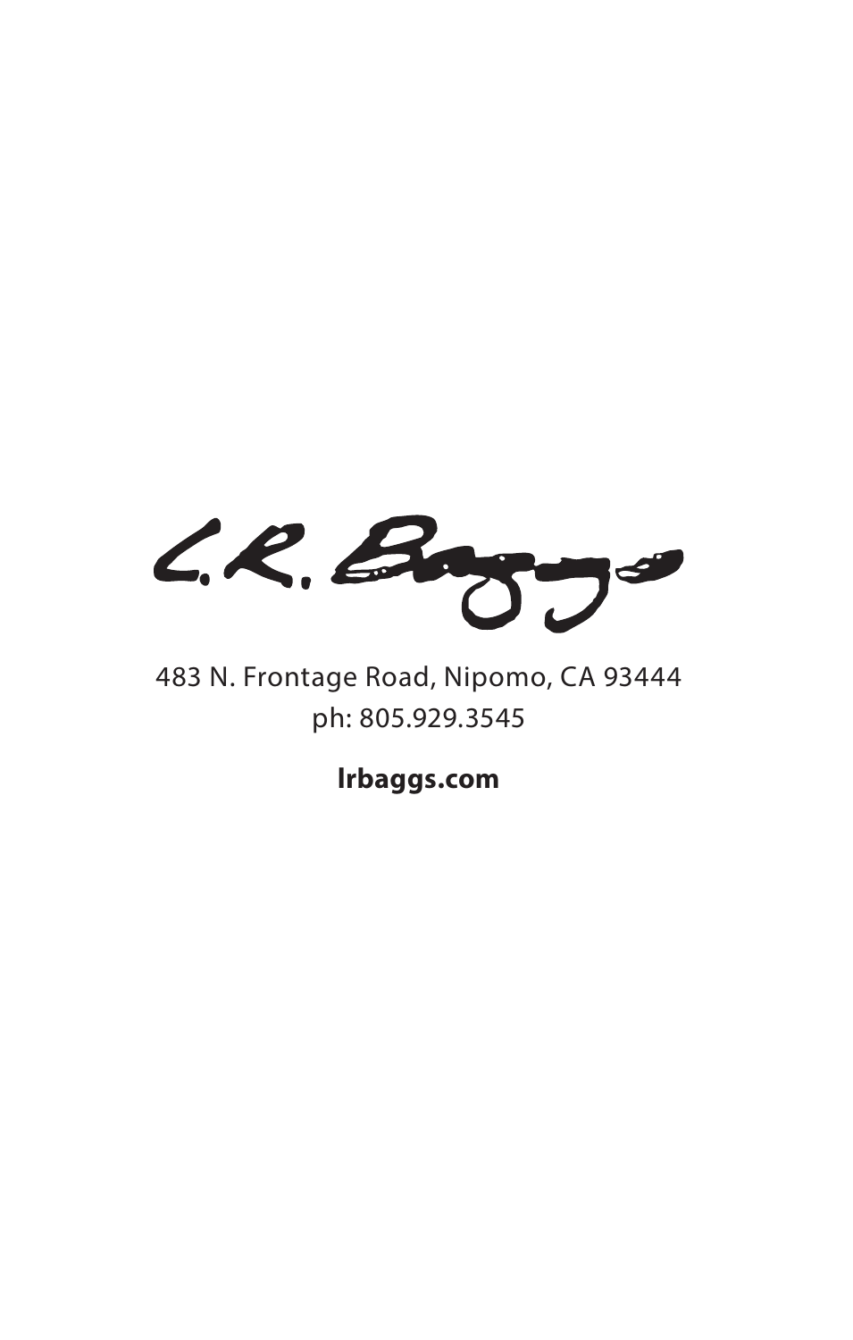L.R. Baggs

483 N. Frontage Road, Nipomo, CA 93444
ph: 805.929.3545

**lrbaggs.com**